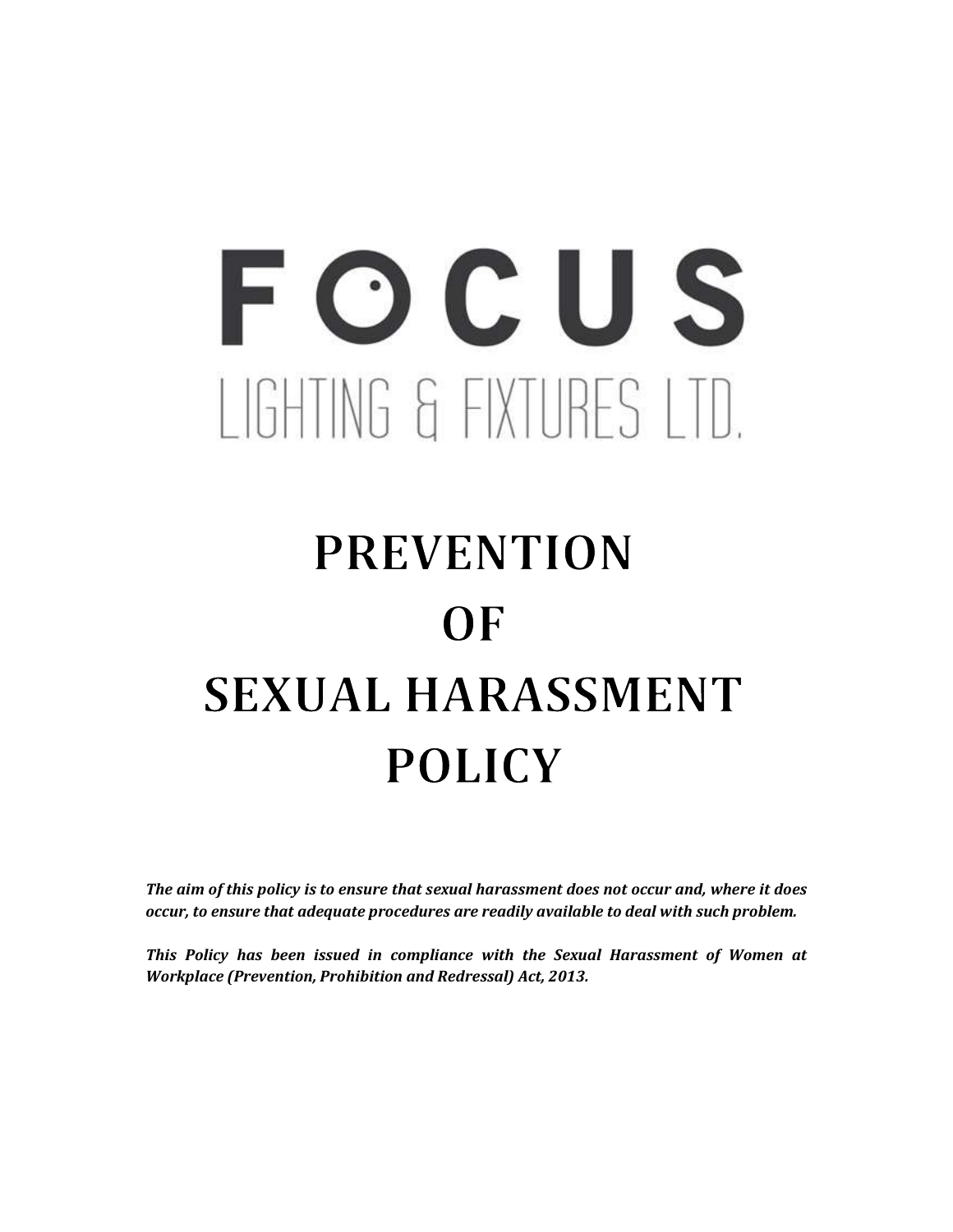# FOCUS

LIGHTING & FIXTURES LTD.

# PREVENTION OF SEXUAL HARASSMENT POLICY

***The aim of this policy is to ensure that sexual harassment does not occur and, where it does occur, to ensure that adequate procedures are readily available to deal with such problem.***

***This Policy has been issued in compliance with the Sexual Harassment of Women at Workplace (Prevention, Prohibition and Redressal) Act, 2013.***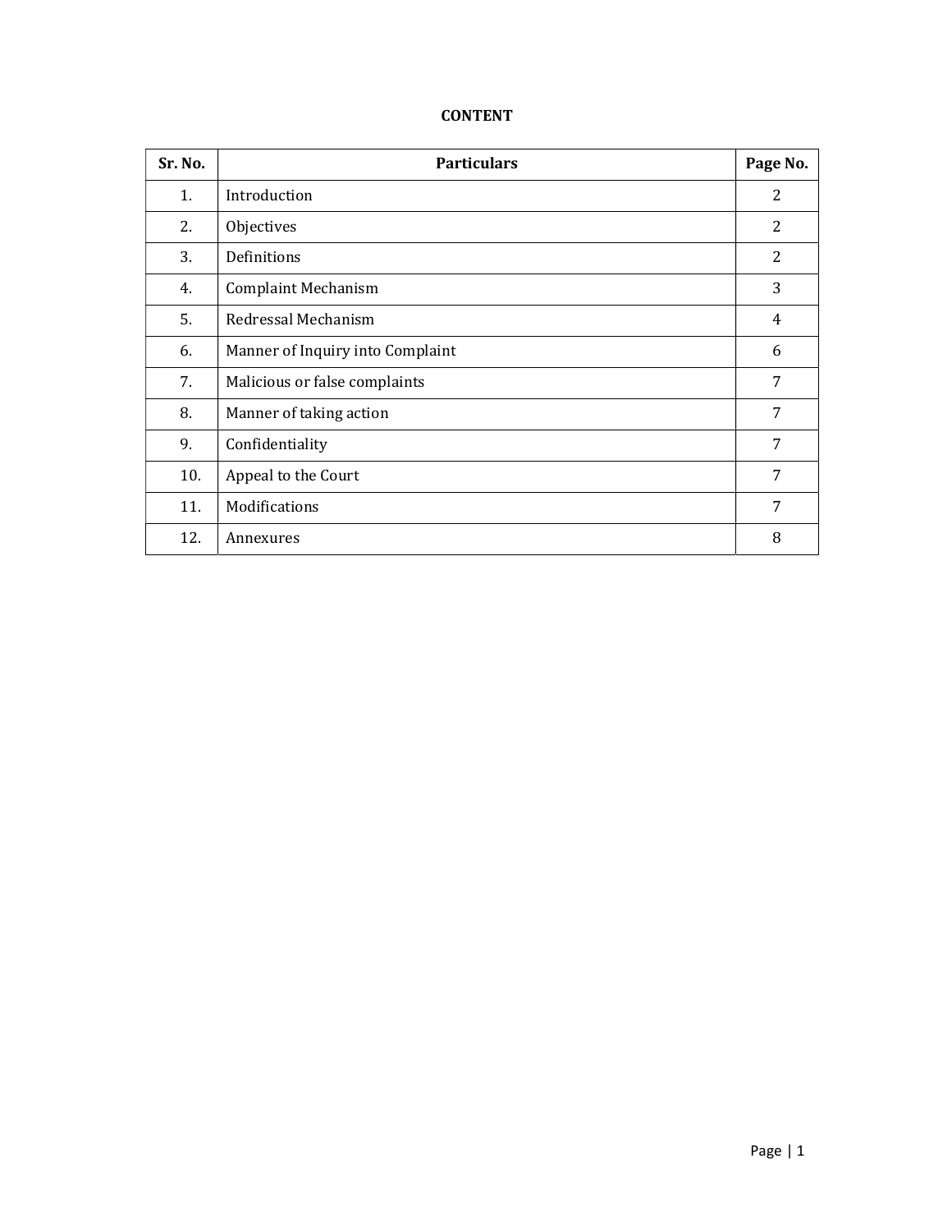# CONTENT

| Sr. No. | Particulars | Page No. |
|---|---|---|
| 1. | Introduction | 2 |
| 2. | Objectives | 2 |
| 3. | Definitions | 2 |
| 4. | Complaint Mechanism | 3 |
| 5. | Redressal Mechanism | 4 |
| 6. | Manner of Inquiry into Complaint | 6 |
| 7. | Malicious or false complaints | 7 |
| 8. | Manner of taking action | 7 |
| 9. | Confidentiality | 7 |
| 10. | Appeal to the Court | 7 |
| 11. | Modifications | 7 |
| 12. | Annexures | 8 |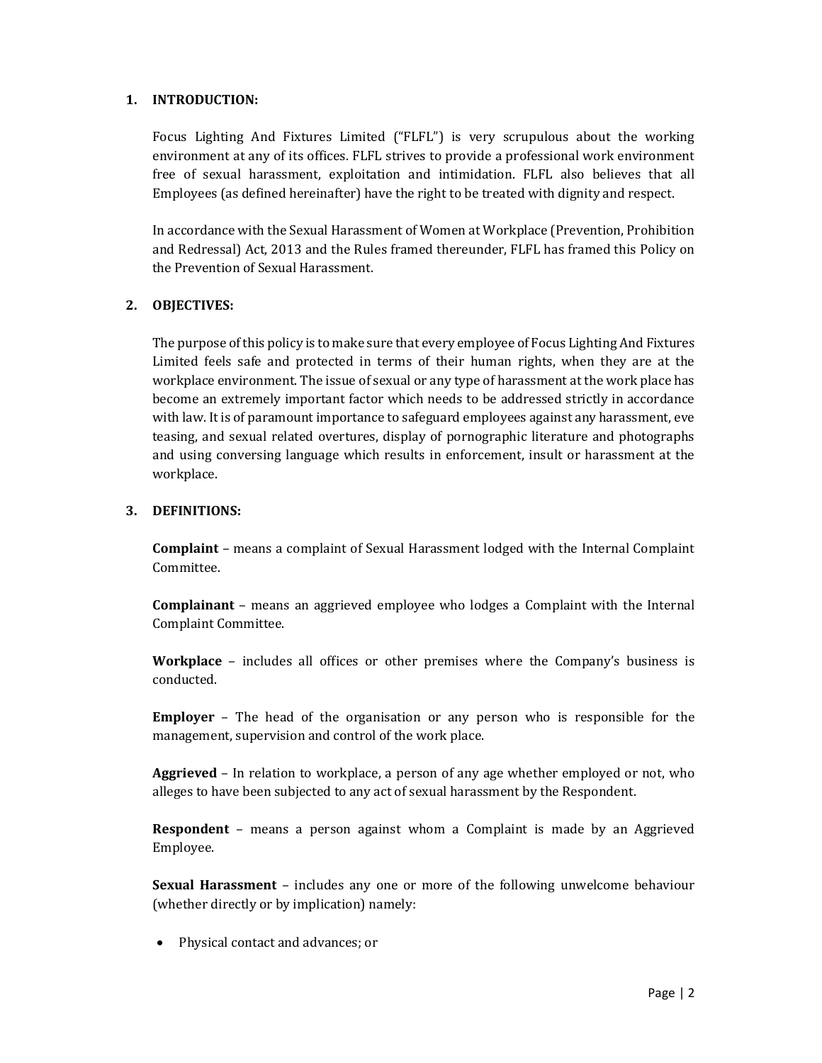## 1. INTRODUCTION:

Focus Lighting And Fixtures Limited ("FLFL") is very scrupulous about the working environment at any of its offices. FLFL strives to provide a professional work environment free of sexual harassment, exploitation and intimidation. FLFL also believes that all Employees (as defined hereinafter) have the right to be treated with dignity and respect.

In accordance with the Sexual Harassment of Women at Workplace (Prevention, Prohibition and Redressal) Act, 2013 and the Rules framed thereunder, FLFL has framed this Policy on the Prevention of Sexual Harassment.

## 2. OBJECTIVES:

The purpose of this policy is to make sure that every employee of Focus Lighting And Fixtures Limited feels safe and protected in terms of their human rights, when they are at the workplace environment. The issue of sexual or any type of harassment at the work place has become an extremely important factor which needs to be addressed strictly in accordance with law. It is of paramount importance to safeguard employees against any harassment, eve teasing, and sexual related overtures, display of pornographic literature and photographs and using conversing language which results in enforcement, insult or harassment at the workplace.

## 3. DEFINITIONS:

**Complaint** – means a complaint of Sexual Harassment lodged with the Internal Complaint Committee.

**Complainant** – means an aggrieved employee who lodges a Complaint with the Internal Complaint Committee.

**Workplace** – includes all offices or other premises where the Company's business is conducted.

**Employer** – The head of the organisation or any person who is responsible for the management, supervision and control of the work place.

**Aggrieved** – In relation to workplace, a person of any age whether employed or not, who alleges to have been subjected to any act of sexual harassment by the Respondent.

**Respondent** – means a person against whom a Complaint is made by an Aggrieved Employee.

**Sexual Harassment** – includes any one or more of the following unwelcome behaviour (whether directly or by implication) namely:

- Physical contact and advances; or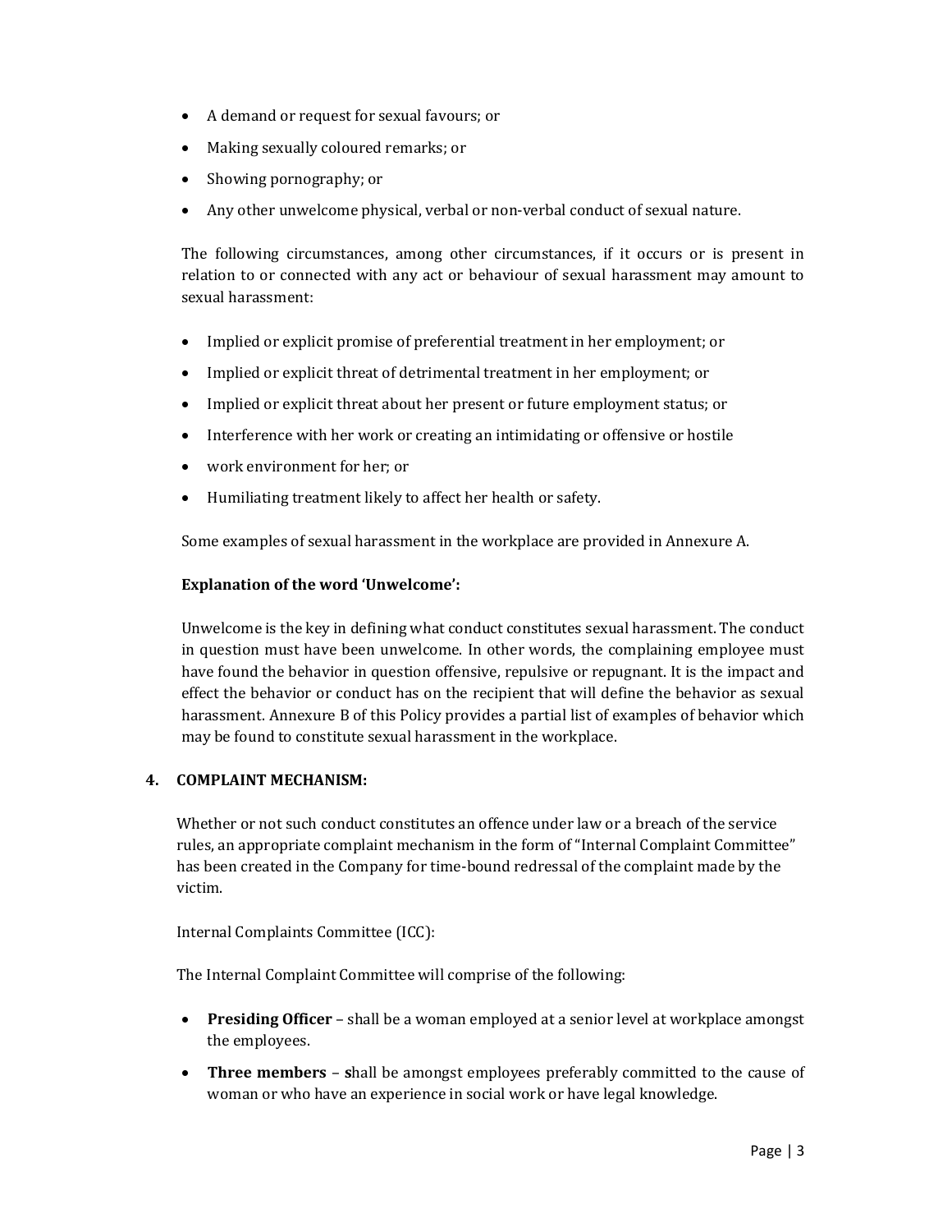- A demand or request for sexual favours; or
- Making sexually coloured remarks; or
- Showing pornography; or
- Any other unwelcome physical, verbal or non-verbal conduct of sexual nature.

The following circumstances, among other circumstances, if it occurs or is present in relation to or connected with any act or behaviour of sexual harassment may amount to sexual harassment:

- Implied or explicit promise of preferential treatment in her employment; or
- Implied or explicit threat of detrimental treatment in her employment; or
- Implied or explicit threat about her present or future employment status; or
- Interference with her work or creating an intimidating or offensive or hostile
- work environment for her; or
- Humiliating treatment likely to affect her health or safety.

Some examples of sexual harassment in the workplace are provided in Annexure A.

**Explanation of the word 'Unwelcome':**

Unwelcome is the key in defining what conduct constitutes sexual harassment. The conduct in question must have been unwelcome. In other words, the complaining employee must have found the behavior in question offensive, repulsive or repugnant. It is the impact and effect the behavior or conduct has on the recipient that will define the behavior as sexual harassment. Annexure B of this Policy provides a partial list of examples of behavior which may be found to constitute sexual harassment in the workplace.

## 4. COMPLAINT MECHANISM:

Whether or not such conduct constitutes an offence under law or a breach of the service rules, an appropriate complaint mechanism in the form of "Internal Complaint Committee" has been created in the Company for time-bound redressal of the complaint made by the victim.

Internal Complaints Committee (ICC):

The Internal Complaint Committee will comprise of the following:

- **Presiding Officer** – shall be a woman employed at a senior level at workplace amongst the employees.
- **Three members** – **s**hall be amongst employees preferably committed to the cause of woman or who have an experience in social work or have legal knowledge.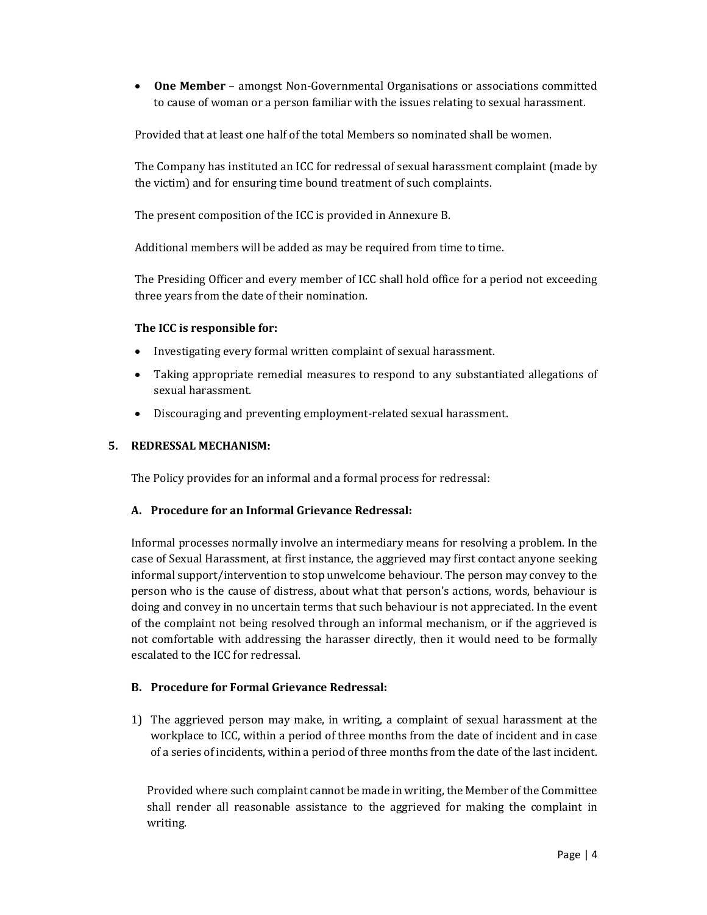- **One Member** – amongst Non-Governmental Organisations or associations committed to cause of woman or a person familiar with the issues relating to sexual harassment.

Provided that at least one half of the total Members so nominated shall be women.

The Company has instituted an ICC for redressal of sexual harassment complaint (made by the victim) and for ensuring time bound treatment of such complaints.

The present composition of the ICC is provided in Annexure B.

Additional members will be added as may be required from time to time.

The Presiding Officer and every member of ICC shall hold office for a period not exceeding three years from the date of their nomination.

**The ICC is responsible for:**

- Investigating every formal written complaint of sexual harassment.
- Taking appropriate remedial measures to respond to any substantiated allegations of sexual harassment.
- Discouraging and preventing employment-related sexual harassment.

## 5. REDRESSAL MECHANISM:

The Policy provides for an informal and a formal process for redressal:

### A. Procedure for an Informal Grievance Redressal:

Informal processes normally involve an intermediary means for resolving a problem. In the case of Sexual Harassment, at first instance, the aggrieved may first contact anyone seeking informal support/intervention to stop unwelcome behaviour. The person may convey to the person who is the cause of distress, about what that person's actions, words, behaviour is doing and convey in no uncertain terms that such behaviour is not appreciated. In the event of the complaint not being resolved through an informal mechanism, or if the aggrieved is not comfortable with addressing the harasser directly, then it would need to be formally escalated to the ICC for redressal.

### B. Procedure for Formal Grievance Redressal:

1) The aggrieved person may make, in writing, a complaint of sexual harassment at the workplace to ICC, within a period of three months from the date of incident and in case of a series of incidents, within a period of three months from the date of the last incident.

   Provided where such complaint cannot be made in writing, the Member of the Committee shall render all reasonable assistance to the aggrieved for making the complaint in writing.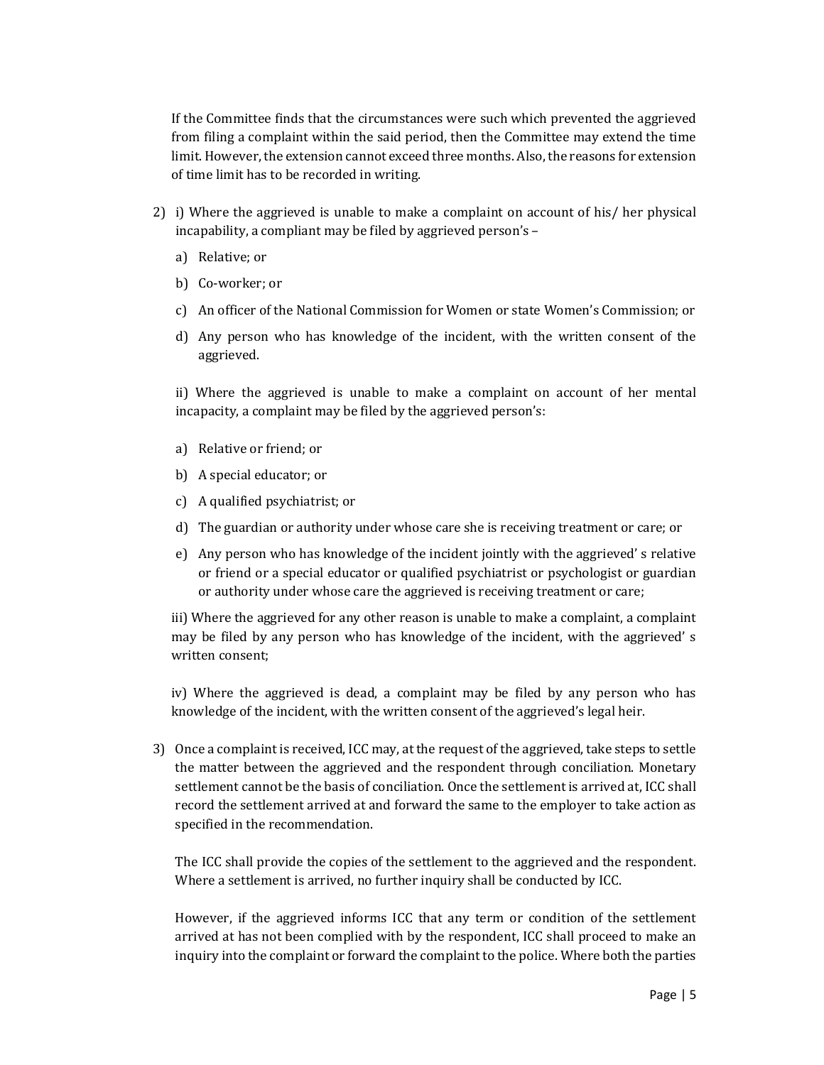If the Committee finds that the circumstances were such which prevented the aggrieved from filing a complaint within the said period, then the Committee may extend the time limit. However, the extension cannot exceed three months. Also, the reasons for extension of time limit has to be recorded in writing.

2) i) Where the aggrieved is unable to make a complaint on account of his/ her physical incapability, a compliant may be filed by aggrieved person's –

   a) Relative; or

   b) Co-worker; or

   c) An officer of the National Commission for Women or state Women's Commission; or

   d) Any person who has knowledge of the incident, with the written consent of the aggrieved.

   ii) Where the aggrieved is unable to make a complaint on account of her mental incapacity, a complaint may be filed by the aggrieved person's:

   a) Relative or friend; or

   b) A special educator; or

   c) A qualified psychiatrist; or

   d) The guardian or authority under whose care she is receiving treatment or care; or

   e) Any person who has knowledge of the incident jointly with the aggrieved' s relative or friend or a special educator or qualified psychiatrist or psychologist or guardian or authority under whose care the aggrieved is receiving treatment or care;

   iii) Where the aggrieved for any other reason is unable to make a complaint, a complaint may be filed by any person who has knowledge of the incident, with the aggrieved' s written consent;

   iv) Where the aggrieved is dead, a complaint may be filed by any person who has knowledge of the incident, with the written consent of the aggrieved's legal heir.

3) Once a complaint is received, ICC may, at the request of the aggrieved, take steps to settle the matter between the aggrieved and the respondent through conciliation. Monetary settlement cannot be the basis of conciliation. Once the settlement is arrived at, ICC shall record the settlement arrived at and forward the same to the employer to take action as specified in the recommendation.

   The ICC shall provide the copies of the settlement to the aggrieved and the respondent. Where a settlement is arrived, no further inquiry shall be conducted by ICC.

   However, if the aggrieved informs ICC that any term or condition of the settlement arrived at has not been complied with by the respondent, ICC shall proceed to make an inquiry into the complaint or forward the complaint to the police. Where both the parties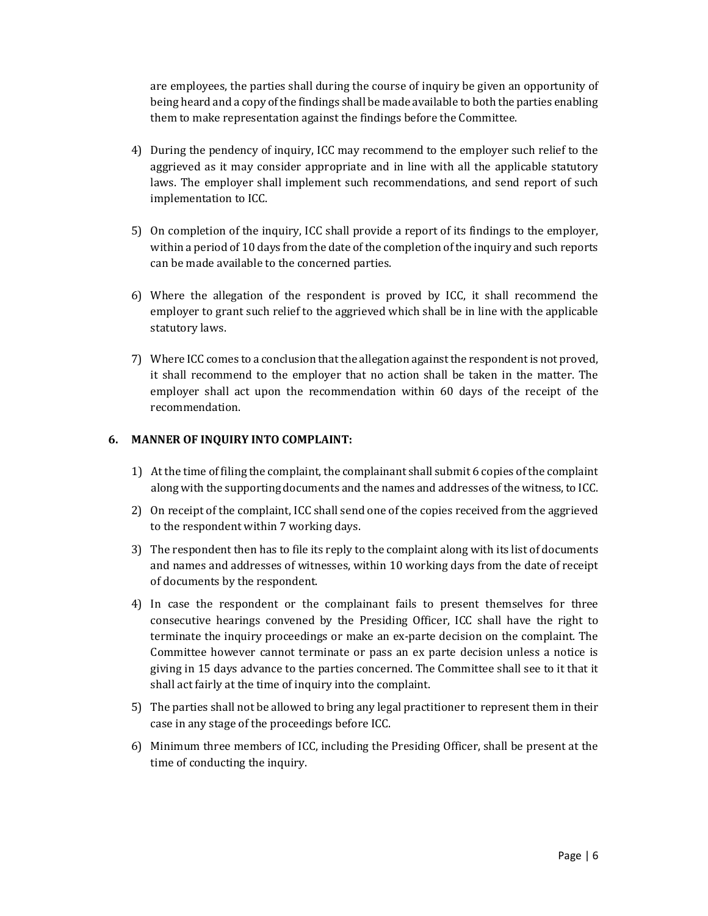are employees, the parties shall during the course of inquiry be given an opportunity of being heard and a copy of the findings shall be made available to both the parties enabling them to make representation against the findings before the Committee.

4) During the pendency of inquiry, ICC may recommend to the employer such relief to the aggrieved as it may consider appropriate and in line with all the applicable statutory laws. The employer shall implement such recommendations, and send report of such implementation to ICC.

5) On completion of the inquiry, ICC shall provide a report of its findings to the employer, within a period of 10 days from the date of the completion of the inquiry and such reports can be made available to the concerned parties.

6) Where the allegation of the respondent is proved by ICC, it shall recommend the employer to grant such relief to the aggrieved which shall be in line with the applicable statutory laws.

7) Where ICC comes to a conclusion that the allegation against the respondent is not proved, it shall recommend to the employer that no action shall be taken in the matter. The employer shall act upon the recommendation within 60 days of the receipt of the recommendation.

**6. MANNER OF INQUIRY INTO COMPLAINT:**

1) At the time of filing the complaint, the complainant shall submit 6 copies of the complaint along with the supporting documents and the names and addresses of the witness, to ICC.

2) On receipt of the complaint, ICC shall send one of the copies received from the aggrieved to the respondent within 7 working days.

3) The respondent then has to file its reply to the complaint along with its list of documents and names and addresses of witnesses, within 10 working days from the date of receipt of documents by the respondent.

4) In case the respondent or the complainant fails to present themselves for three consecutive hearings convened by the Presiding Officer, ICC shall have the right to terminate the inquiry proceedings or make an ex-parte decision on the complaint. The Committee however cannot terminate or pass an ex parte decision unless a notice is giving in 15 days advance to the parties concerned. The Committee shall see to it that it shall act fairly at the time of inquiry into the complaint.

5) The parties shall not be allowed to bring any legal practitioner to represent them in their case in any stage of the proceedings before ICC.

6) Minimum three members of ICC, including the Presiding Officer, shall be present at the time of conducting the inquiry.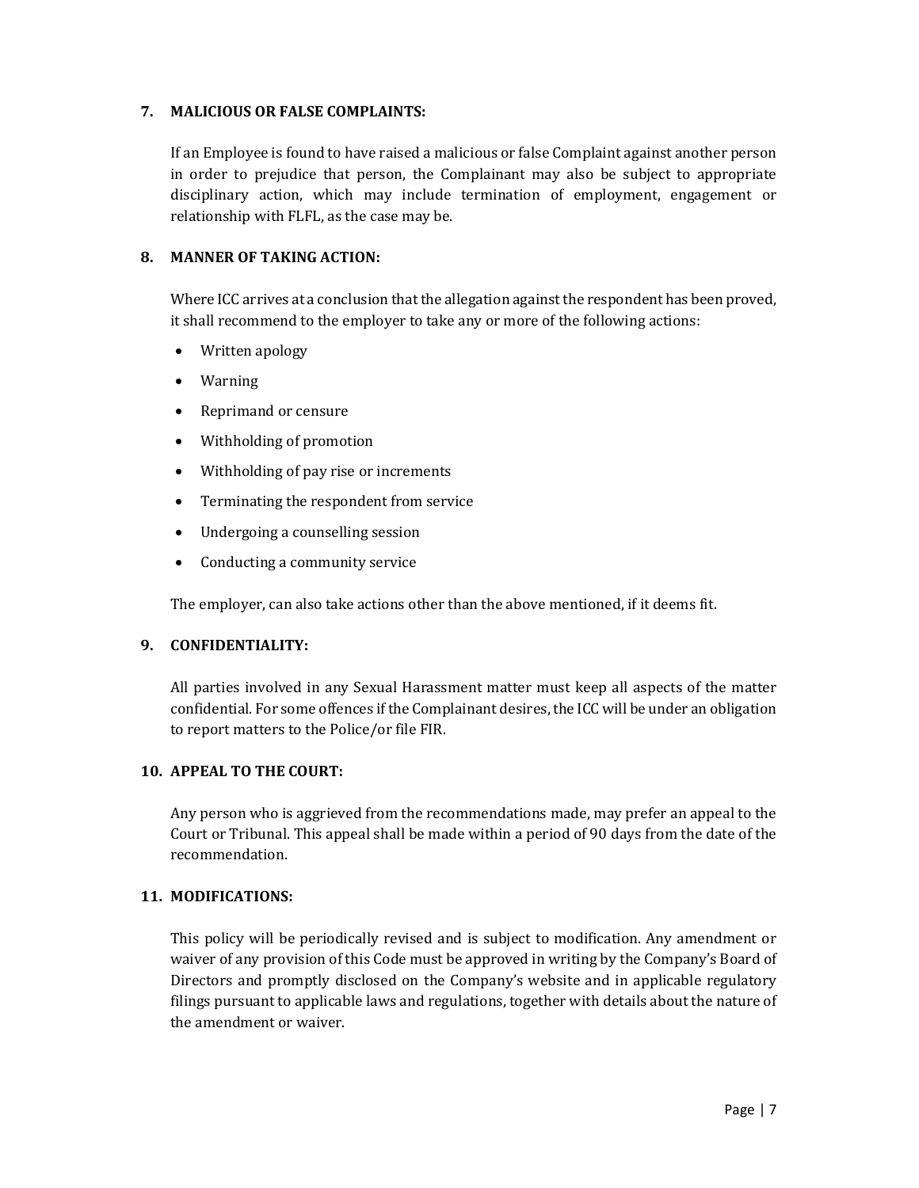## 7. MALICIOUS OR FALSE COMPLAINTS:

If an Employee is found to have raised a malicious or false Complaint against another person in order to prejudice that person, the Complainant may also be subject to appropriate disciplinary action, which may include termination of employment, engagement or relationship with FLFL, as the case may be.

## 8. MANNER OF TAKING ACTION:

Where ICC arrives at a conclusion that the allegation against the respondent has been proved, it shall recommend to the employer to take any or more of the following actions:

- Written apology
- Warning
- Reprimand or censure
- Withholding of promotion
- Withholding of pay rise or increments
- Terminating the respondent from service
- Undergoing a counselling session
- Conducting a community service

The employer, can also take actions other than the above mentioned, if it deems fit.

## 9. CONFIDENTIALITY:

All parties involved in any Sexual Harassment matter must keep all aspects of the matter confidential. For some offences if the Complainant desires, the ICC will be under an obligation to report matters to the Police/or file FIR.

## 10. APPEAL TO THE COURT:

Any person who is aggrieved from the recommendations made, may prefer an appeal to the Court or Tribunal. This appeal shall be made within a period of 90 days from the date of the recommendation.

## 11. MODIFICATIONS:

This policy will be periodically revised and is subject to modification. Any amendment or waiver of any provision of this Code must be approved in writing by the Company's Board of Directors and promptly disclosed on the Company's website and in applicable regulatory filings pursuant to applicable laws and regulations, together with details about the nature of the amendment or waiver.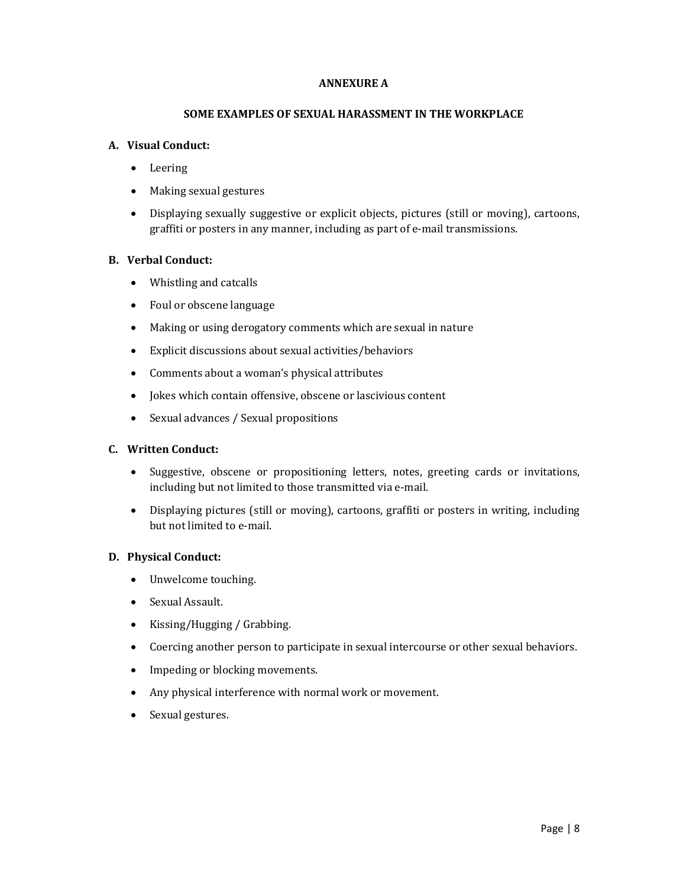# ANNEXURE A

## SOME EXAMPLES OF SEXUAL HARASSMENT IN THE WORKPLACE

### A. Visual Conduct:

- Leering
- Making sexual gestures
- Displaying sexually suggestive or explicit objects, pictures (still or moving), cartoons, graffiti or posters in any manner, including as part of e-mail transmissions.

### B. Verbal Conduct:

- Whistling and catcalls
- Foul or obscene language
- Making or using derogatory comments which are sexual in nature
- Explicit discussions about sexual activities/behaviors
- Comments about a woman's physical attributes
- Jokes which contain offensive, obscene or lascivious content
- Sexual advances / Sexual propositions

### C. Written Conduct:

- Suggestive, obscene or propositioning letters, notes, greeting cards or invitations, including but not limited to those transmitted via e-mail.
- Displaying pictures (still or moving), cartoons, graffiti or posters in writing, including but not limited to e-mail.

### D. Physical Conduct:

- Unwelcome touching.
- Sexual Assault.
- Kissing/Hugging / Grabbing.
- Coercing another person to participate in sexual intercourse or other sexual behaviors.
- Impeding or blocking movements.
- Any physical interference with normal work or movement.
- Sexual gestures.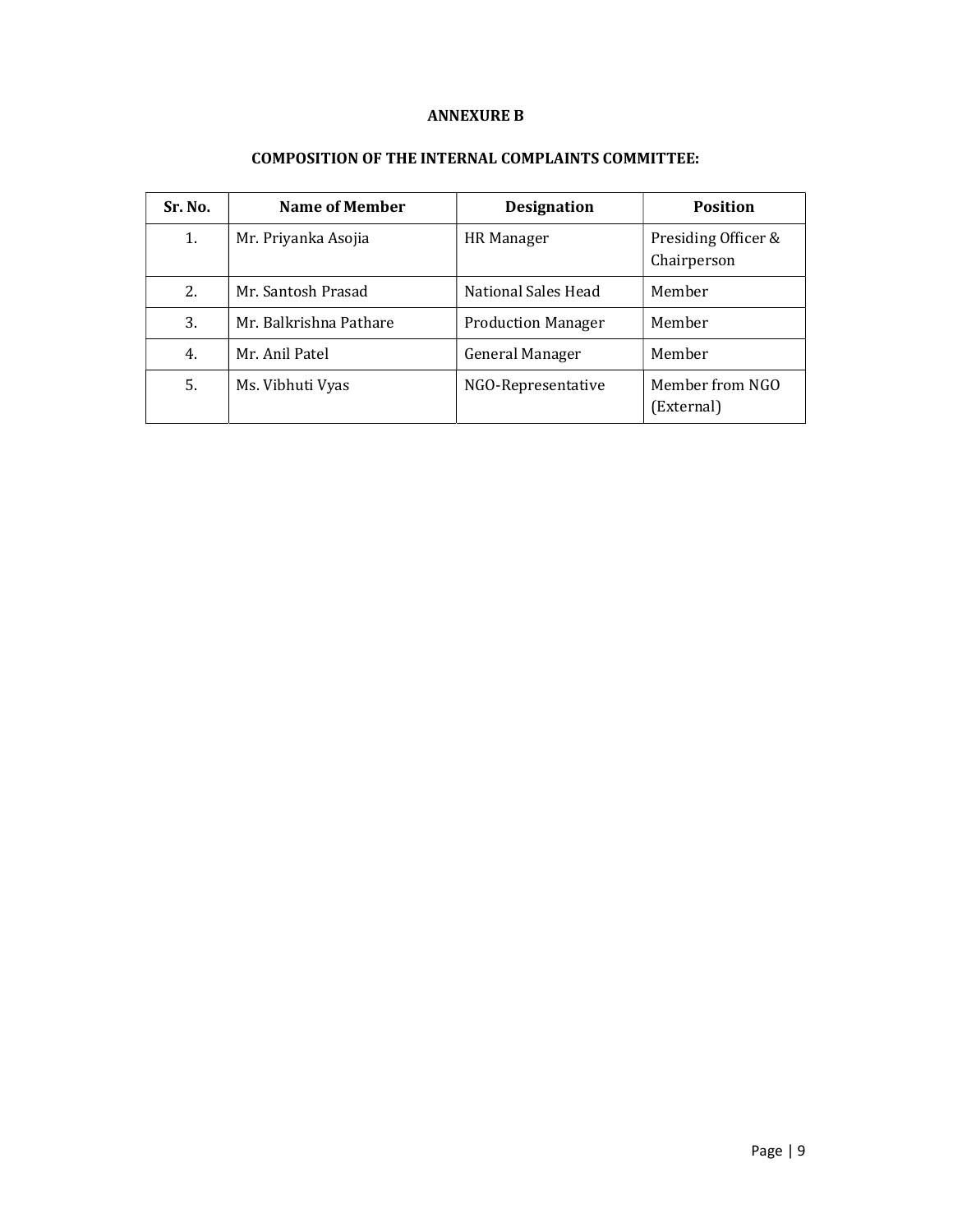## ANNEXURE B

### COMPOSITION OF THE INTERNAL COMPLAINTS COMMITTEE:

| Sr. No. | Name of Member | Designation | Position |
|---|---|---|---|
| 1. | Mr. Priyanka Asojia | HR Manager | Presiding Officer & Chairperson |
| 2. | Mr. Santosh Prasad | National Sales Head | Member |
| 3. | Mr. Balkrishna Pathare | Production Manager | Member |
| 4. | Mr. Anil Patel | General Manager | Member |
| 5. | Ms. Vibhuti Vyas | NGO-Representative | Member from NGO (External) |